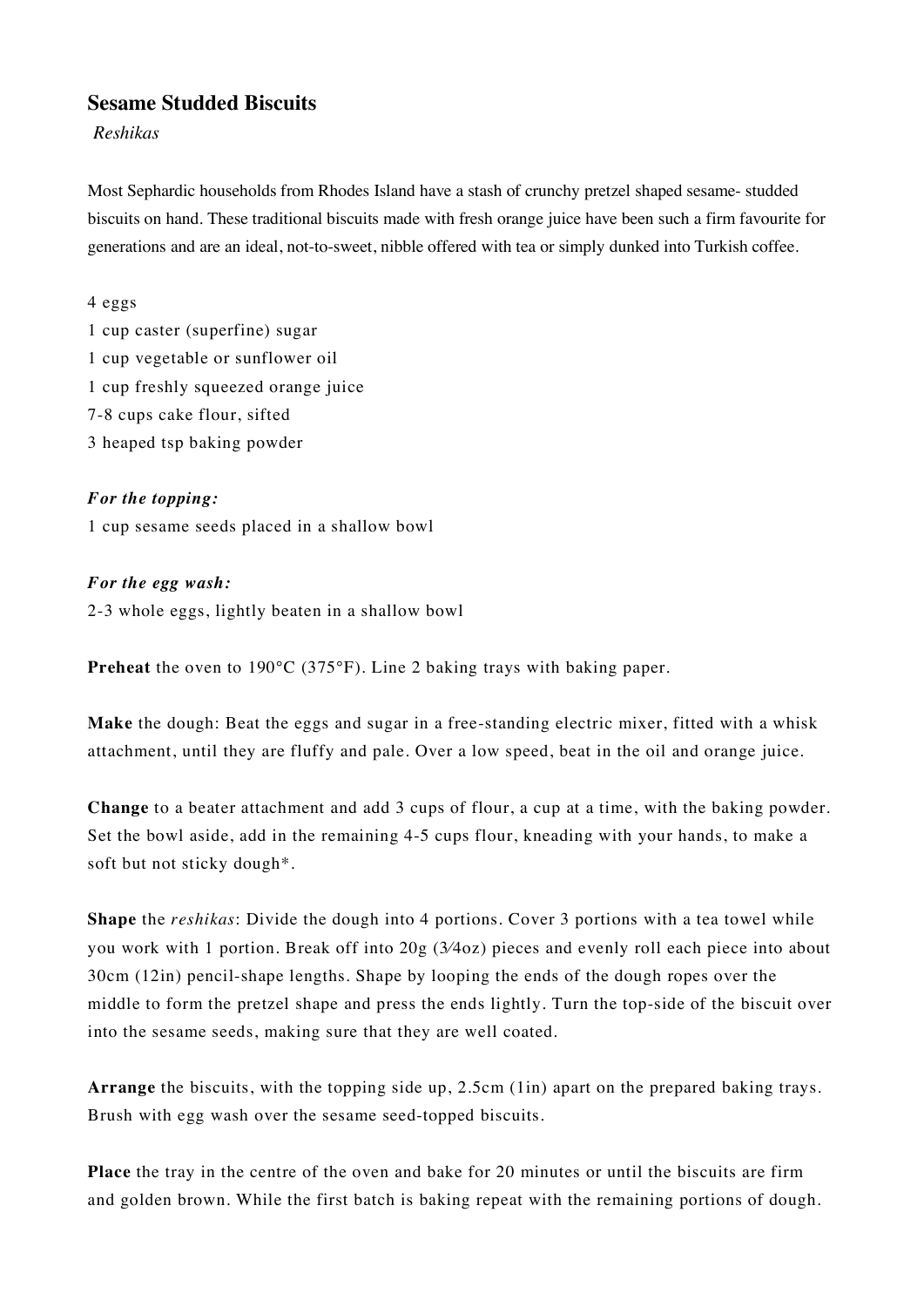## Sesame Studded Biscuits

*Reshikas*

Most Sephardic households from Rhodes Island have a stash of crunchy pretzel shaped sesame- studded biscuits on hand. These traditional biscuits made with fresh orange juice have been such a firm favourite for generations and are an ideal, not-to-sweet, nibble offered with tea or simply dunked into Turkish coffee.

4 eggs
1 cup caster (superfine) sugar
1 cup vegetable or sunflower oil
1 cup freshly squeezed orange juice
7-8 cups cake flour, sifted
3 heaped tsp baking powder

***For the topping:***
1 cup sesame seeds placed in a shallow bowl

***For the egg wash:***
2-3 whole eggs, lightly beaten in a shallow bowl

**Preheat** the oven to 190°C (375°F). Line 2 baking trays with baking paper.

**Make** the dough: Beat the eggs and sugar in a free-standing electric mixer, fitted with a whisk attachment, until they are fluffy and pale. Over a low speed, beat in the oil and orange juice.

**Change** to a beater attachment and add 3 cups of flour, a cup at a time, with the baking powder. Set the bowl aside, add in the remaining 4-5 cups flour, kneading with your hands, to make a soft but not sticky dough*.

**Shape** the *reshikas*: Divide the dough into 4 portions. Cover 3 portions with a tea towel while you work with 1 portion. Break off into 20g (3⁄4oz) pieces and evenly roll each piece into about 30cm (12in) pencil-shape lengths. Shape by looping the ends of the dough ropes over the middle to form the pretzel shape and press the ends lightly. Turn the top-side of the biscuit over into the sesame seeds, making sure that they are well coated.

**Arrange** the biscuits, with the topping side up, 2.5cm (1in) apart on the prepared baking trays. Brush with egg wash over the sesame seed-topped biscuits.

**Place** the tray in the centre of the oven and bake for 20 minutes or until the biscuits are firm and golden brown. While the first batch is baking repeat with the remaining portions of dough.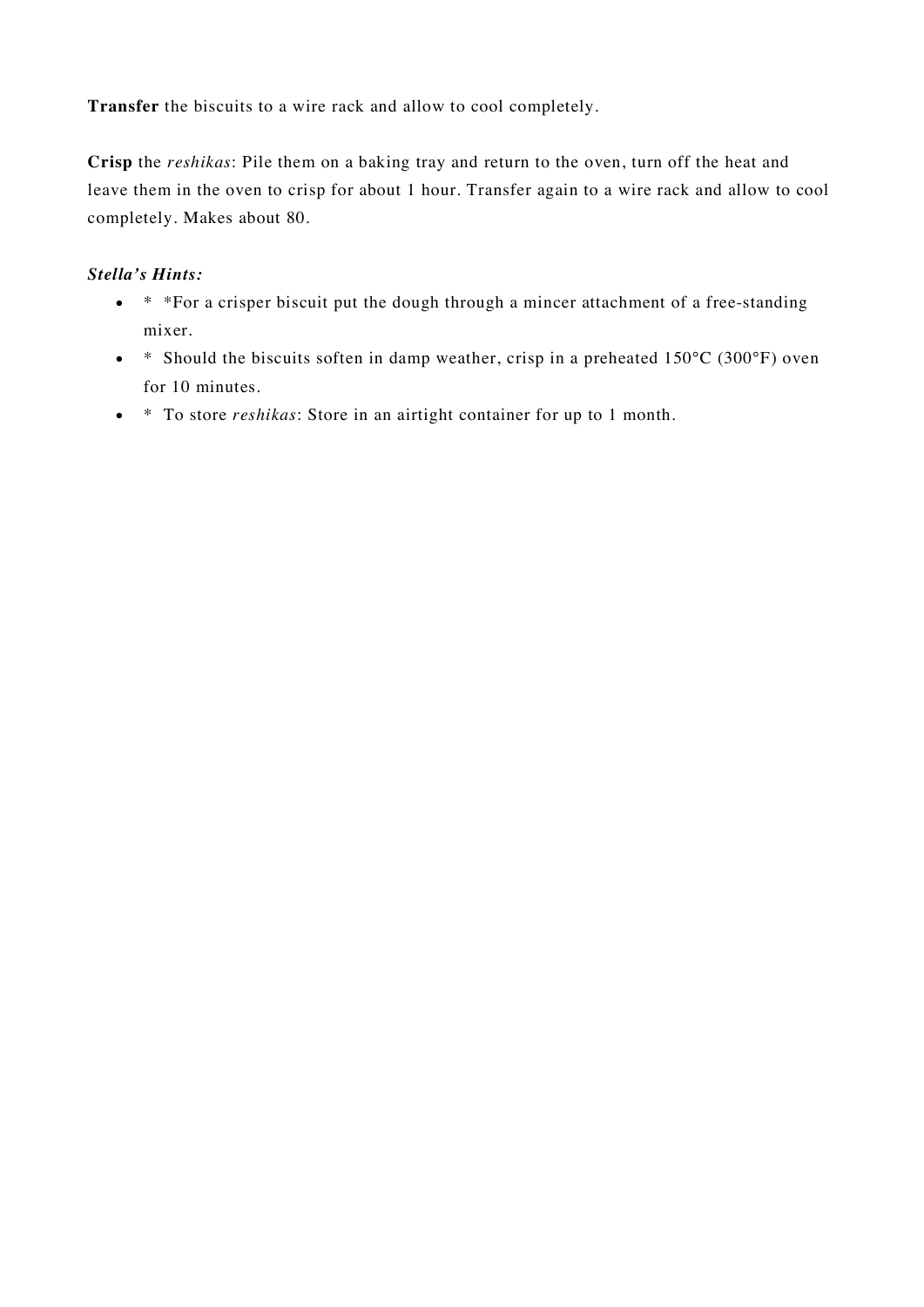**Transfer** the biscuits to a wire rack and allow to cool completely.

**Crisp** the *reshikas*: Pile them on a baking tray and return to the oven, turn off the heat and leave them in the oven to crisp for about 1 hour. Transfer again to a wire rack and allow to cool completely. Makes about 80.

***Stella's Hints:***

- * *For a crisper biscuit put the dough through a mincer attachment of a free-standing mixer.
- * Should the biscuits soften in damp weather, crisp in a preheated 150°C (300°F) oven for 10 minutes.
- * To store *reshikas*: Store in an airtight container for up to 1 month.